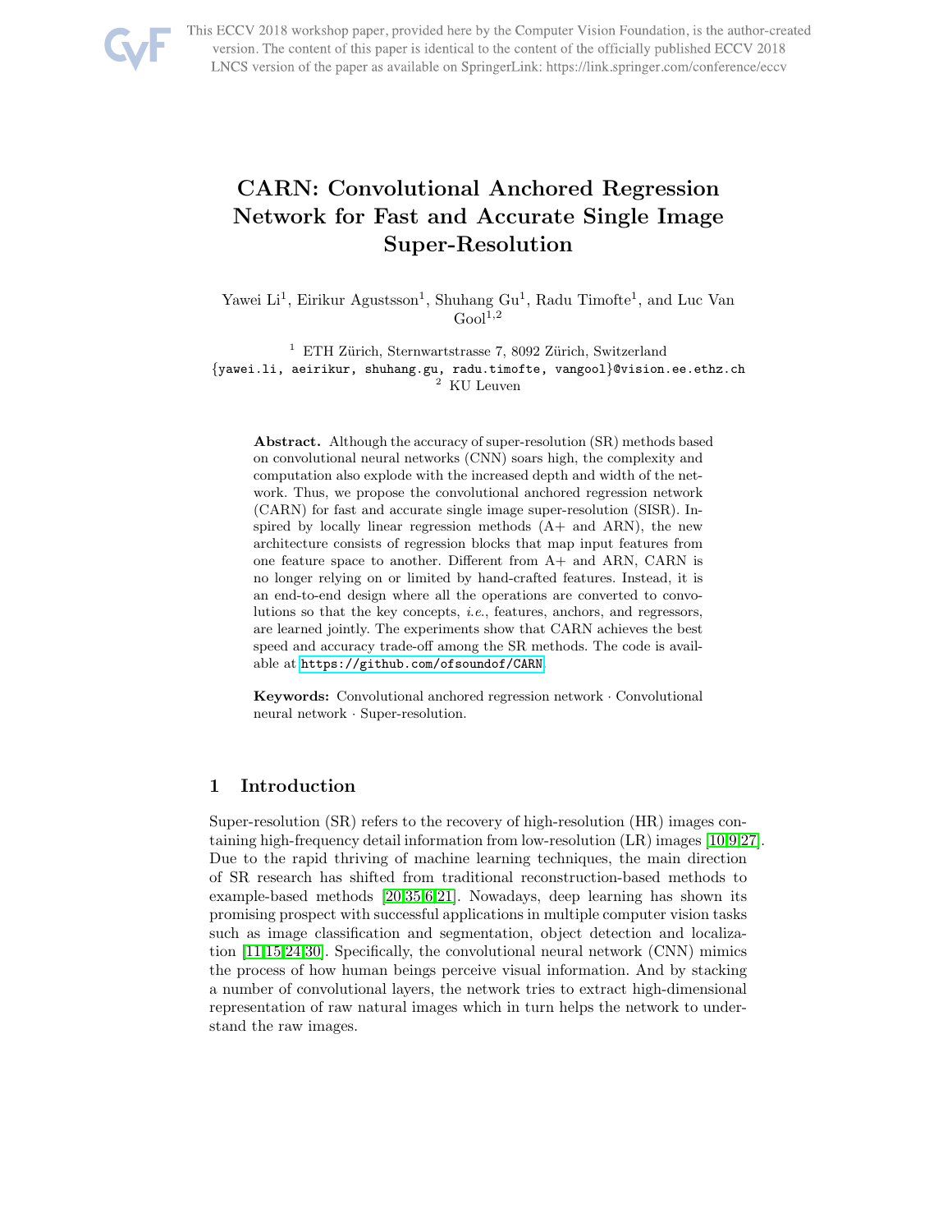# CARN: Convolutional Anchored Regression Network for Fast and Accurate Single Image Super-Resolution

Yawei Li[1], Eirikur Agustsson[1], Shuhang Gu[1], Radu Timofte[1], and Luc Van Gool[1,2]

[1] ETH Zürich, Sternwartstrasse 7, 8092 Zürich, Switzerland
{yawei.li, aeirikur, shuhang.gu, radu.timofte, vangool}@vision.ee.ethz.ch
[2] KU Leuven

**Abstract.** Although the accuracy of super-resolution (SR) methods based on convolutional neural networks (CNN) soars high, the complexity and computation also explode with the increased depth and width of the network. Thus, we propose the convolutional anchored regression network (CARN) for fast and accurate single image super-resolution (SISR). Inspired by locally linear regression methods (A+ and ARN), the new architecture consists of regression blocks that map input features from one feature space to another. Different from A+ and ARN, CARN is no longer relying on or limited by hand-crafted features. Instead, it is an end-to-end design where all the operations are converted to convolutions so that the key concepts, *i.e.*, features, anchors, and regressors, are learned jointly. The experiments show that CARN achieves the best speed and accuracy trade-off among the SR methods. The code is available at https://github.com/ofsoundof/CARN.

**Keywords:** Convolutional anchored regression network · Convolutional neural network · Super-resolution.

## 1 Introduction

Super-resolution (SR) refers to the recovery of high-resolution (HR) images containing high-frequency detail information from low-resolution (LR) images [10,9,27]. Due to the rapid thriving of machine learning techniques, the main direction of SR research has shifted from traditional reconstruction-based methods to example-based methods [20,35,6,21]. Nowadays, deep learning has shown its promising prospect with successful applications in multiple computer vision tasks such as image classification and segmentation, object detection and localization [11,15,24,30]. Specifically, the convolutional neural network (CNN) mimics the process of how human beings perceive visual information. And by stacking a number of convolutional layers, the network tries to extract high-dimensional representation of raw natural images which in turn helps the network to understand the raw images.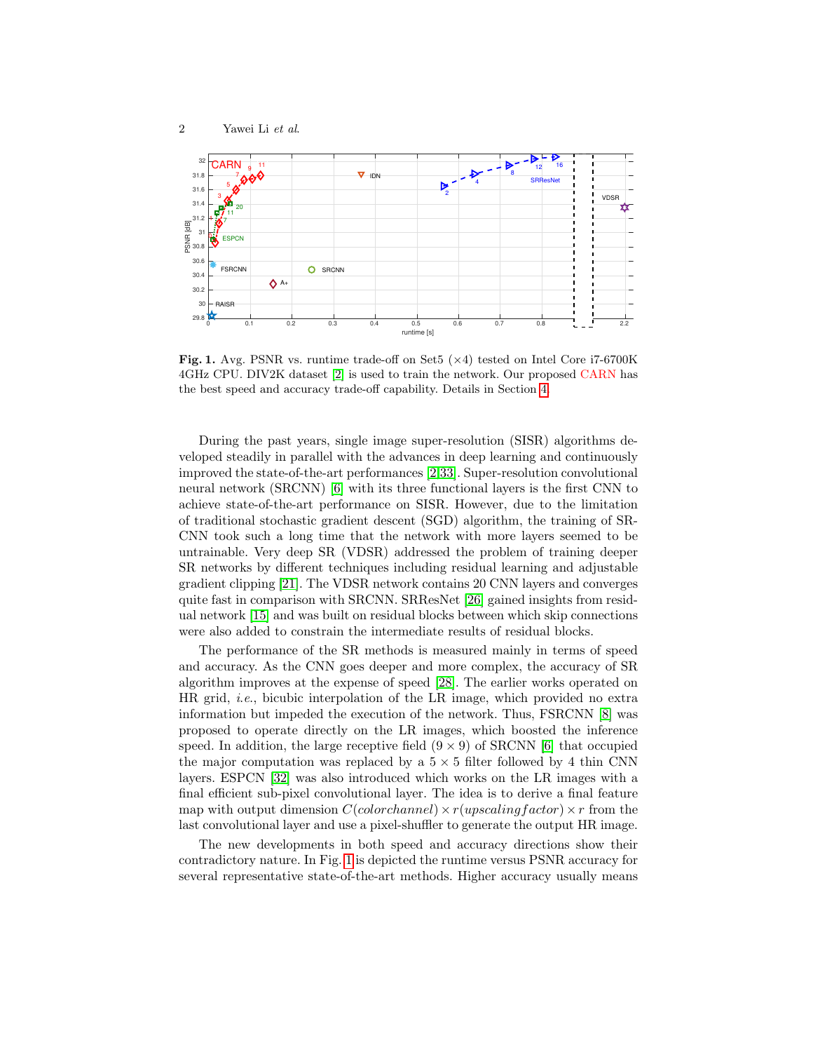**Fig. 1.** Avg. PSNR vs. runtime trade-off on Set5 (×4) tested on Intel Core i7-6700K 4GHz CPU. DIV2K dataset [2] is used to train the network. Our proposed CARN has the best speed and accuracy trade-off capability. Details in Section 4.

During the past years, single image super-resolution (SISR) algorithms developed steadily in parallel with the advances in deep learning and continuously improved the state-of-the-art performances [2,33]. Super-resolution convolutional neural network (SRCNN) [6] with its three functional layers is the first CNN to achieve state-of-the-art performance on SISR. However, due to the limitation of traditional stochastic gradient descent (SGD) algorithm, the training of SRCNN took such a long time that the network with more layers seemed to be untrainable. Very deep SR (VDSR) addressed the problem of training deeper SR networks by different techniques including residual learning and adjustable gradient clipping [21]. The VDSR network contains 20 CNN layers and converges quite fast in comparison with SRCNN. SRResNet [26] gained insights from residual network [15] and was built on residual blocks between which skip connections were also added to constrain the intermediate results of residual blocks.

The performance of the SR methods is measured mainly in terms of speed and accuracy. As the CNN goes deeper and more complex, the accuracy of SR algorithm improves at the expense of speed [28]. The earlier works operated on HR grid, *i.e.*, bicubic interpolation of the LR image, which provided no extra information but impeded the execution of the network. Thus, FSRCNN [8] was proposed to operate directly on the LR images, which boosted the inference speed. In addition, the large receptive field ($9 \times 9$) of SRCNN [6] that occupied the major computation was replaced by a $5 \times 5$ filter followed by 4 thin CNN layers. ESPCN [32] was also introduced which works on the LR images with a final efficient sub-pixel convolutional layer. The idea is to derive a final feature map with output dimension $C(colorchannel) \times r(upscalingfactor) \times r$ from the last convolutional layer and use a pixel-shuffler to generate the output HR image.

The new developments in both speed and accuracy directions show their contradictory nature. In Fig. 1 is depicted the runtime versus PSNR accuracy for several representative state-of-the-art methods. Higher accuracy usually means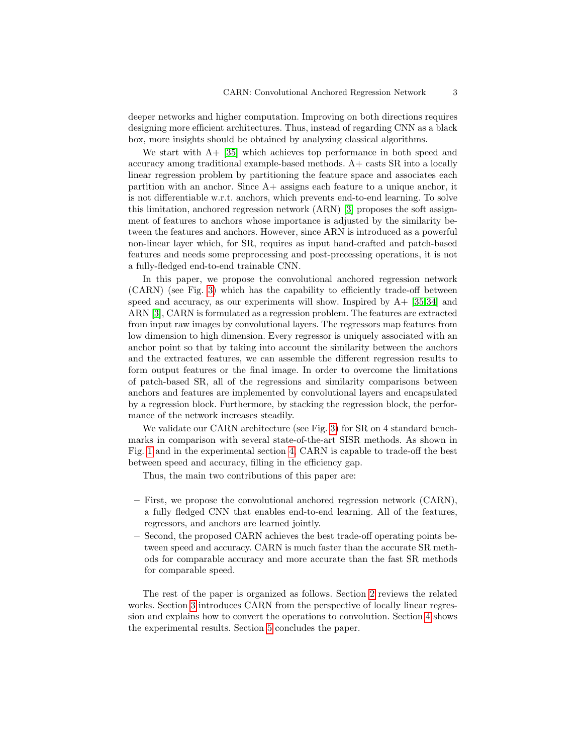deeper networks and higher computation. Improving on both directions requires designing more efficient architectures. Thus, instead of regarding CNN as a black box, more insights should be obtained by analyzing classical algorithms.

We start with A+ [35] which achieves top performance in both speed and accuracy among traditional example-based methods. A+ casts SR into a locally linear regression problem by partitioning the feature space and associates each partition with an anchor. Since A+ assigns each feature to a unique anchor, it is not differentiable w.r.t. anchors, which prevents end-to-end learning. To solve this limitation, anchored regression network (ARN) [3] proposes the soft assignment of features to anchors whose importance is adjusted by the similarity between the features and anchors. However, since ARN is introduced as a powerful non-linear layer which, for SR, requires as input hand-crafted and patch-based features and needs some preprocessing and post-precessing operations, it is not a fully-fledged end-to-end trainable CNN.

In this paper, we propose the convolutional anchored regression network (CARN) (see Fig. 3) which has the capability to efficiently trade-off between speed and accuracy, as our experiments will show. Inspired by A+ [35,34] and ARN [3], CARN is formulated as a regression problem. The features are extracted from input raw images by convolutional layers. The regressors map features from low dimension to high dimension. Every regressor is uniquely associated with an anchor point so that by taking into account the similarity between the anchors and the extracted features, we can assemble the different regression results to form output features or the final image. In order to overcome the limitations of patch-based SR, all of the regressions and similarity comparisons between anchors and features are implemented by convolutional layers and encapsulated by a regression block. Furthermore, by stacking the regression block, the performance of the network increases steadily.

We validate our CARN architecture (see Fig. 3) for SR on 4 standard benchmarks in comparison with several state-of-the-art SISR methods. As shown in Fig. 1 and in the experimental section 4, CARN is capable to trade-off the best between speed and accuracy, filling in the efficiency gap.

Thus, the main two contributions of this paper are:

- First, we propose the convolutional anchored regression network (CARN), a fully fledged CNN that enables end-to-end learning. All of the features, regressors, and anchors are learned jointly.
- Second, the proposed CARN achieves the best trade-off operating points between speed and accuracy. CARN is much faster than the accurate SR methods for comparable accuracy and more accurate than the fast SR methods for comparable speed.

The rest of the paper is organized as follows. Section 2 reviews the related works. Section 3 introduces CARN from the perspective of locally linear regression and explains how to convert the operations to convolution. Section 4 shows the experimental results. Section 5 concludes the paper.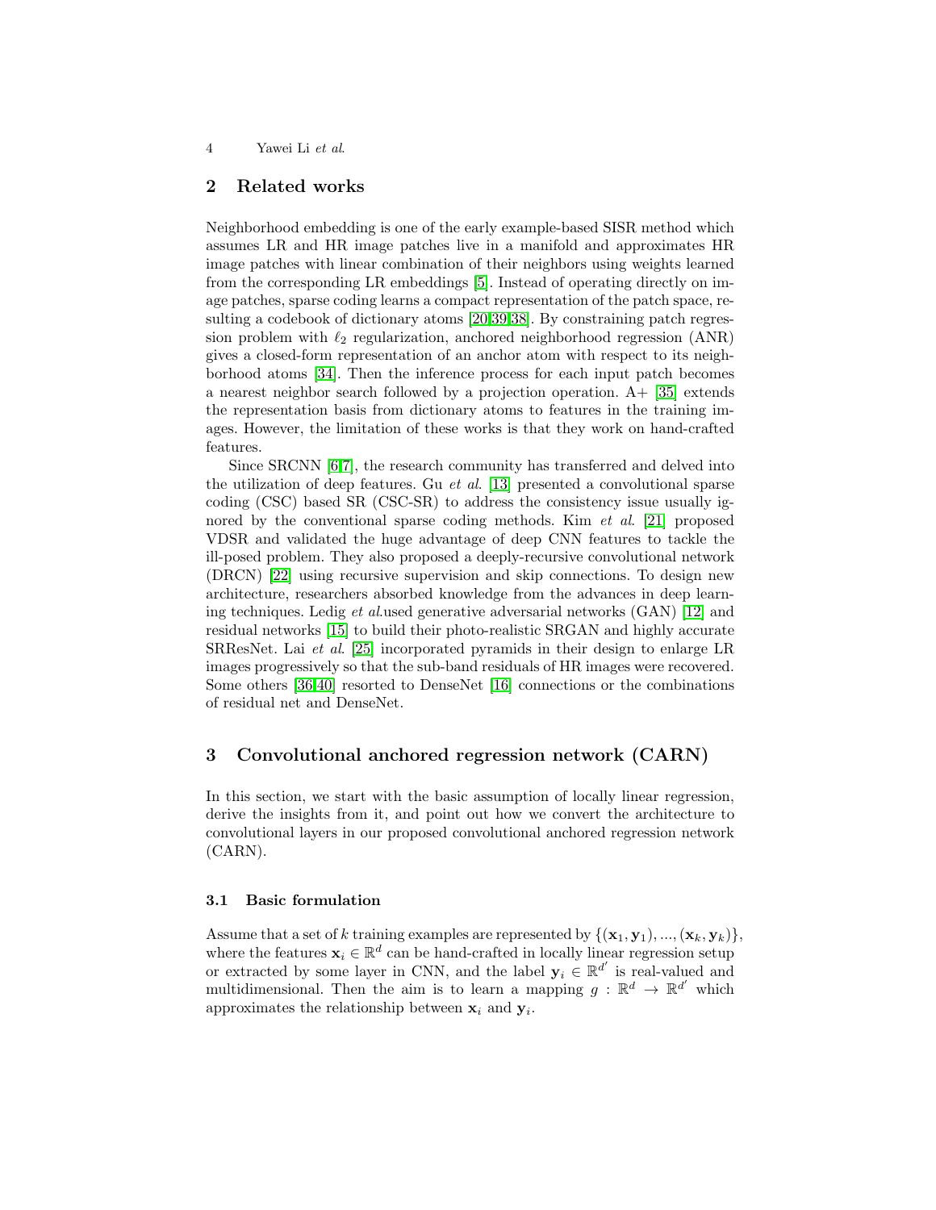## 2 Related works

Neighborhood embedding is one of the early example-based SISR method which assumes LR and HR image patches live in a manifold and approximates HR image patches with linear combination of their neighbors using weights learned from the corresponding LR embeddings [5]. Instead of operating directly on image patches, sparse coding learns a compact representation of the patch space, resulting a codebook of dictionary atoms [20,39,38]. By constraining patch regression problem with $\ell_2$ regularization, anchored neighborhood regression (ANR) gives a closed-form representation of an anchor atom with respect to its neighborhood atoms [34]. Then the inference process for each input patch becomes a nearest neighbor search followed by a projection operation. A+ [35] extends the representation basis from dictionary atoms to features in the training images. However, the limitation of these works is that they work on hand-crafted features.

Since SRCNN [6,7], the research community has transferred and delved into the utilization of deep features. Gu *et al.* [13] presented a convolutional sparse coding (CSC) based SR (CSC-SR) to address the consistency issue usually ignored by the conventional sparse coding methods. Kim *et al.* [21] proposed VDSR and validated the huge advantage of deep CNN features to tackle the ill-posed problem. They also proposed a deeply-recursive convolutional network (DRCN) [22] using recursive supervision and skip connections. To design new architecture, researchers absorbed knowledge from the advances in deep learning techniques. Ledig *et al.*used generative adversarial networks (GAN) [12] and residual networks [15] to build their photo-realistic SRGAN and highly accurate SRResNet. Lai *et al.* [25] incorporated pyramids in their design to enlarge LR images progressively so that the sub-band residuals of HR images were recovered. Some others [36,40] resorted to DenseNet [16] connections or the combinations of residual net and DenseNet.

## 3 Convolutional anchored regression network (CARN)

In this section, we start with the basic assumption of locally linear regression, derive the insights from it, and point out how we convert the architecture to convolutional layers in our proposed convolutional anchored regression network (CARN).

### 3.1 Basic formulation

Assume that a set of $k$ training examples are represented by $\{(\mathbf{x}_1, \mathbf{y}_1), ..., (\mathbf{x}_k, \mathbf{y}_k)\}$, where the features $\mathbf{x}_i \in \mathbb{R}^d$ can be hand-crafted in locally linear regression setup or extracted by some layer in CNN, and the label $\mathbf{y}_i \in \mathbb{R}^{d'}$ is real-valued and multidimensional. Then the aim is to learn a mapping $g : \mathbb{R}^d \rightarrow \mathbb{R}^{d'}$ which approximates the relationship between $\mathbf{x}_i$ and $\mathbf{y}_i$.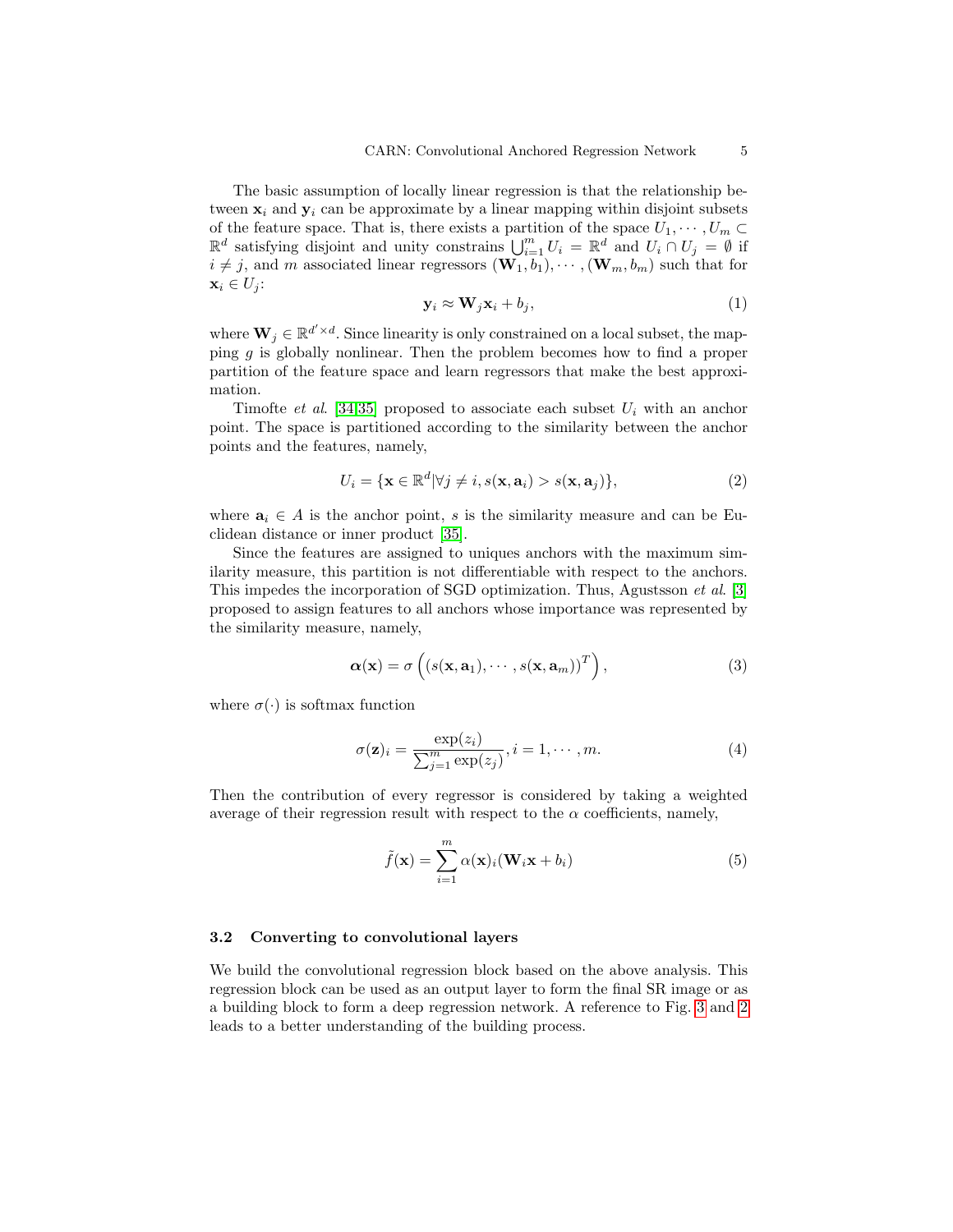The basic assumption of locally linear regression is that the relationship between $\mathbf{x}_i$ and $\mathbf{y}_i$ can be approximate by a linear mapping within disjoint subsets of the feature space. That is, there exists a partition of the space $U_1, \cdots, U_m \subset \mathbb{R}^d$ satisfying disjoint and unity constrains $\bigcup_{i=1}^m U_i = \mathbb{R}^d$ and $U_i \cap U_j = \emptyset$ if $i \neq j$, and $m$ associated linear regressors $(\mathbf{W}_1, b_1), \cdots, (\mathbf{W}_m, b_m)$ such that for $\mathbf{x}_i \in U_j$:

$$\mathbf{y}_i \approx \mathbf{W}_j \mathbf{x}_i + b_j, \tag{1}$$

where $\mathbf{W}_j \in \mathbb{R}^{d' \times d}$. Since linearity is only constrained on a local subset, the mapping $g$ is globally nonlinear. Then the problem becomes how to find a proper partition of the feature space and learn regressors that make the best approximation.

Timofte *et al.* [34,35] proposed to associate each subset $U_i$ with an anchor point. The space is partitioned according to the similarity between the anchor points and the features, namely,

$$U_i = \{\mathbf{x} \in \mathbb{R}^d | \forall j \neq i, s(\mathbf{x}, \mathbf{a}_i) > s(\mathbf{x}, \mathbf{a}_j)\}, \tag{2}$$

where $\mathbf{a}_i \in A$ is the anchor point, $s$ is the similarity measure and can be Euclidean distance or inner product [35].

Since the features are assigned to uniques anchors with the maximum similarity measure, this partition is not differentiable with respect to the anchors. This impedes the incorporation of SGD optimization. Thus, Agustsson *et al.* [3] proposed to assign features to all anchors whose importance was represented by the similarity measure, namely,

$$\boldsymbol{\alpha}(\mathbf{x}) = \sigma\left( \left( s(\mathbf{x}, \mathbf{a}_1), \cdots, s(\mathbf{x}, \mathbf{a}_m) \right)^T \right), \tag{3}$$

where $\sigma(\cdot)$ is softmax function

$$\sigma(\mathbf{z})_i = \frac{\exp(z_i)}{\sum_{j=1}^m \exp(z_j)}, i = 1, \cdots, m. \tag{4}$$

Then the contribution of every regressor is considered by taking a weighted average of their regression result with respect to the $\alpha$ coefficients, namely,

$$\tilde{f}(\mathbf{x}) = \sum_{i=1}^m \alpha(\mathbf{x})_i (\mathbf{W}_i \mathbf{x} + b_i) \tag{5}$$

### 3.2 Converting to convolutional layers

We build the convolutional regression block based on the above analysis. This regression block can be used as an output layer to form the final SR image or as a building block to form a deep regression network. A reference to Fig. 3 and 2 leads to a better understanding of the building process.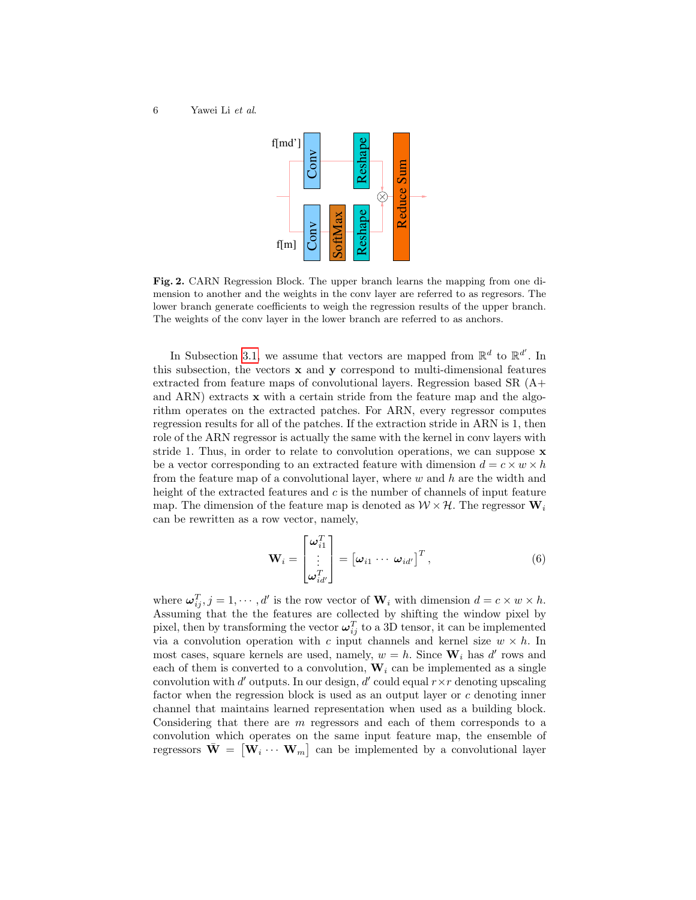**Fig. 2.** CARN Regression Block. The upper branch learns the mapping from one dimension to another and the weights in the conv layer are referred to as regresors. The lower branch generate coefficients to weigh the regression results of the upper branch. The weights of the conv layer in the lower branch are referred to as anchors.

In Subsection 3.1, we assume that vectors are mapped from $\mathbb{R}^d$ to $\mathbb{R}^{d'}$. In this subsection, the vectors $\mathbf{x}$ and $\mathbf{y}$ correspond to multi-dimensional features extracted from feature maps of convolutional layers. Regression based SR (A+ and ARN) extracts $\mathbf{x}$ with a certain stride from the feature map and the algorithm operates on the extracted patches. For ARN, every regressor computes regression results for all of the patches. If the extraction stride in ARN is 1, then role of the ARN regressor is actually the same with the kernel in conv layers with stride 1. Thus, in order to relate to convolution operations, we can suppose $\mathbf{x}$ be a vector corresponding to an extracted feature with dimension $d = c \times w \times h$ from the feature map of a convolutional layer, where $w$ and $h$ are the width and height of the extracted features and $c$ is the number of channels of input feature map. The dimension of the feature map is denoted as $\mathcal{W} \times \mathcal{H}$. The regressor $\mathbf{W}_i$ can be rewritten as a row vector, namely,

$$\mathbf{W}_i = \begin{bmatrix} \boldsymbol{\omega}_{i1}^T \\ \vdots \\ \boldsymbol{\omega}_{id'}^T \end{bmatrix} = \begin{bmatrix} \boldsymbol{\omega}_{i1} \cdots \boldsymbol{\omega}_{id'} \end{bmatrix}^T, \tag{6}$$

where $\boldsymbol{\omega}_{ij}^T, j = 1, \cdots, d'$ is the row vector of $\mathbf{W}_i$ with dimension $d = c \times w \times h$. Assuming that the the features are collected by shifting the window pixel by pixel, then by transforming the vector $\boldsymbol{\omega}_{ij}^T$ to a 3D tensor, it can be implemented via a convolution operation with $c$ input channels and kernel size $w \times h$. In most cases, square kernels are used, namely, $w = h$. Since $\mathbf{W}_i$ has $d'$ rows and each of them is converted to a convolution, $\mathbf{W}_i$ can be implemented as a single convolution with $d'$ outputs. In our design, $d'$ could equal $r \times r$ denoting upscaling factor when the regression block is used as an output layer or $c$ denoting inner channel that maintains learned representation when used as a building block. Considering that there are $m$ regressors and each of them corresponds to a convolution which operates on the same input feature map, the ensemble of regressors $\bar{\mathbf{W}} = \begin{bmatrix} \mathbf{W}_i \cdots \mathbf{W}_m \end{bmatrix}$ can be implemented by a convolutional layer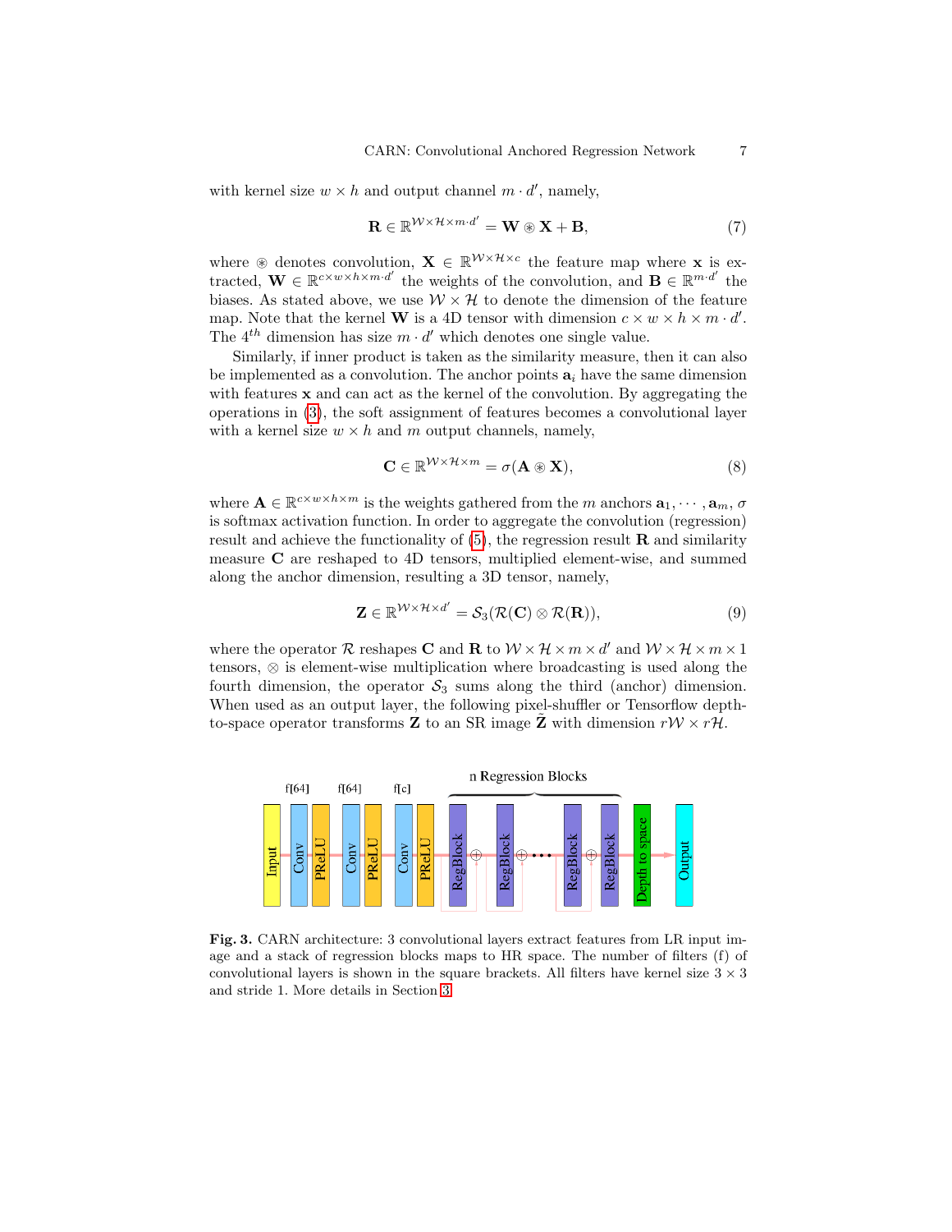with kernel size $w \times h$ and output channel $m \cdot d'$, namely,

$$\mathbf{R} \in \mathbb{R}^{\mathcal{W} \times \mathcal{H} \times m \cdot d'} = \mathbf{W} \circledast \mathbf{X} + \mathbf{B}, \tag{7}$$

where $\circledast$ denotes convolution, $\mathbf{X} \in \mathbb{R}^{\mathcal{W} \times \mathcal{H} \times c}$ the feature map where $\mathbf{x}$ is extracted, $\mathbf{W} \in \mathbb{R}^{c \times w \times h \times m \cdot d'}$ the weights of the convolution, and $\mathbf{B} \in \mathbb{R}^{m \cdot d'}$ the biases. As stated above, we use $\mathcal{W} \times \mathcal{H}$ to denote the dimension of the feature map. Note that the kernel $\mathbf{W}$ is a 4D tensor with dimension $c \times w \times h \times m \cdot d'$. The $4^{th}$ dimension has size $m \cdot d'$ which denotes one single value.

Similarly, if inner product is taken as the similarity measure, then it can also be implemented as a convolution. The anchor points $\mathbf{a}_i$ have the same dimension with features $\mathbf{x}$ and can act as the kernel of the convolution. By aggregating the operations in (3), the soft assignment of features becomes a convolutional layer with a kernel size $w \times h$ and $m$ output channels, namely,

$$\mathbf{C} \in \mathbb{R}^{\mathcal{W} \times \mathcal{H} \times m} = \sigma(\mathbf{A} \circledast \mathbf{X}), \tag{8}$$

where $\mathbf{A} \in \mathbb{R}^{c \times w \times h \times m}$ is the weights gathered from the $m$ anchors $\mathbf{a}_1, \cdots, \mathbf{a}_m$, $\sigma$ is softmax activation function. In order to aggregate the convolution (regression) result and achieve the functionality of (5), the regression result $\mathbf{R}$ and similarity measure $\mathbf{C}$ are reshaped to 4D tensors, multiplied element-wise, and summed along the anchor dimension, resulting a 3D tensor, namely,

$$\mathbf{Z} \in \mathbb{R}^{\mathcal{W} \times \mathcal{H} \times d'} = \mathcal{S}_3(\mathcal{R}(\mathbf{C}) \otimes \mathcal{R}(\mathbf{R})), \tag{9}$$

where the operator $\mathcal{R}$ reshapes $\mathbf{C}$ and $\mathbf{R}$ to $\mathcal{W} \times \mathcal{H} \times m \times d'$ and $\mathcal{W} \times \mathcal{H} \times m \times 1$ tensors, $\otimes$ is element-wise multiplication where broadcasting is used along the fourth dimension, the operator $\mathcal{S}_3$ sums along the third (anchor) dimension. When used as an output layer, the following pixel-shuffler or Tensorflow depth-to-space operator transforms $\mathbf{Z}$ to an SR image $\tilde{\mathbf{Z}}$ with dimension $r\mathcal{W} \times r\mathcal{H}$.

**Fig. 3.** CARN architecture: 3 convolutional layers extract features from LR input image and a stack of regression blocks maps to HR space. The number of filters (f) of convolutional layers is shown in the square brackets. All filters have kernel size $3 \times 3$ and stride 1. More details in Section 3.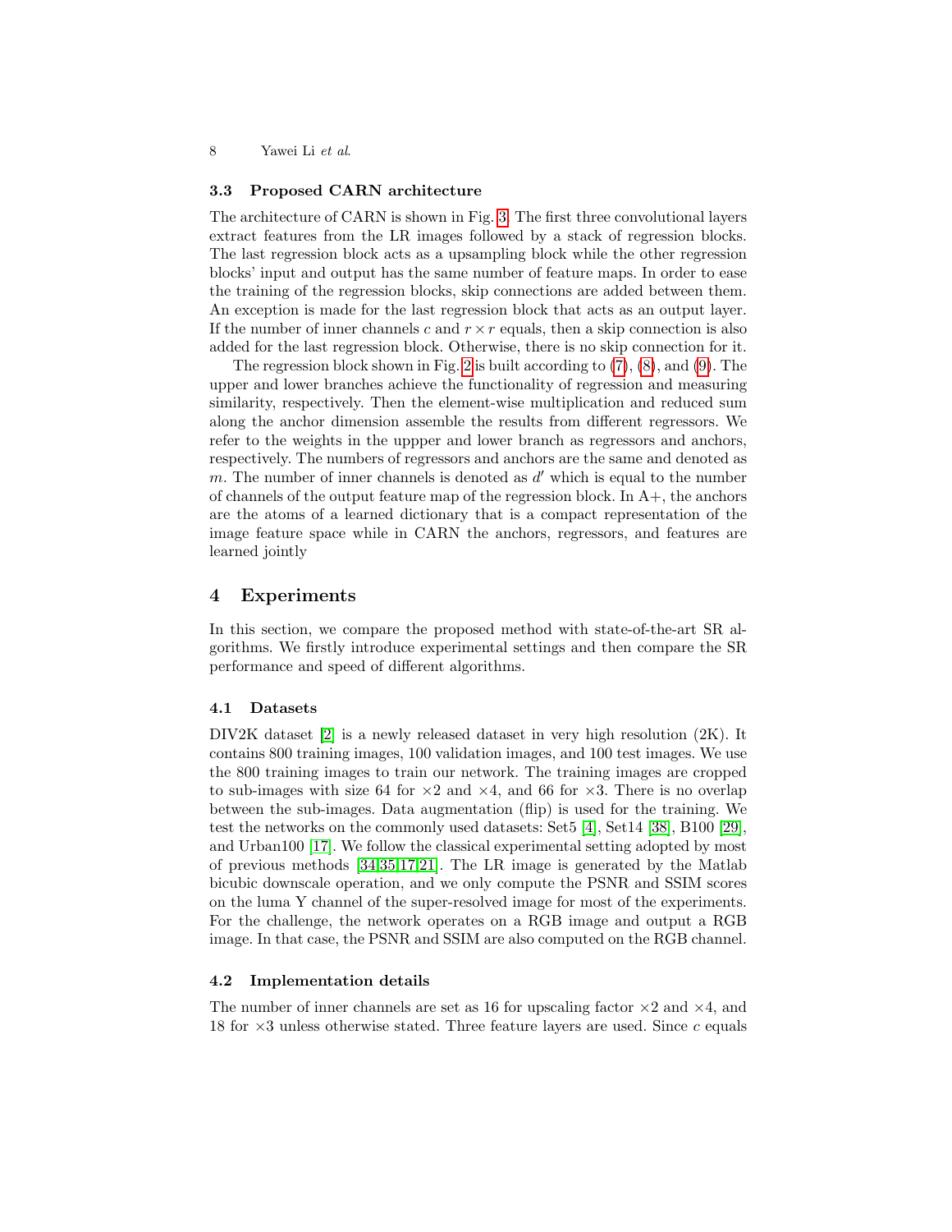### 3.3 Proposed CARN architecture

The architecture of CARN is shown in Fig. 3. The first three convolutional layers extract features from the LR images followed by a stack of regression blocks. The last regression block acts as a upsampling block while the other regression blocks' input and output has the same number of feature maps. In order to ease the training of the regression blocks, skip connections are added between them. An exception is made for the last regression block that acts as an output layer. If the number of inner channels $c$ and $r \times r$ equals, then a skip connection is also added for the last regression block. Otherwise, there is no skip connection for it.

The regression block shown in Fig. 2 is built according to (7), (8), and (9). The upper and lower branches achieve the functionality of regression and measuring similarity, respectively. Then the element-wise multiplication and reduced sum along the anchor dimension assemble the results from different regressors. We refer to the weights in the uppper and lower branch as regressors and anchors, respectively. The numbers of regressors and anchors are the same and denoted as $m$. The number of inner channels is denoted as $d'$ which is equal to the number of channels of the output feature map of the regression block. In A+, the anchors are the atoms of a learned dictionary that is a compact representation of the image feature space while in CARN the anchors, regressors, and features are learned jointly

## 4 Experiments

In this section, we compare the proposed method with state-of-the-art SR algorithms. We firstly introduce experimental settings and then compare the SR performance and speed of different algorithms.

### 4.1 Datasets

DIV2K dataset [2] is a newly released dataset in very high resolution (2K). It contains 800 training images, 100 validation images, and 100 test images. We use the 800 training images to train our network. The training images are cropped to sub-images with size 64 for $\times 2$ and $\times 4$, and 66 for $\times 3$. There is no overlap between the sub-images. Data augmentation (flip) is used for the training. We test the networks on the commonly used datasets: Set5 [4], Set14 [38], B100 [29], and Urban100 [17]. We follow the classical experimental setting adopted by most of previous methods [34,35,17,21]. The LR image is generated by the Matlab bicubic downscale operation, and we only compute the PSNR and SSIM scores on the luma Y channel of the super-resolved image for most of the experiments. For the challenge, the network operates on a RGB image and output a RGB image. In that case, the PSNR and SSIM are also computed on the RGB channel.

### 4.2 Implementation details

The number of inner channels are set as 16 for upscaling factor $\times 2$ and $\times 4$, and 18 for $\times 3$ unless otherwise stated. Three feature layers are used. Since $c$ equals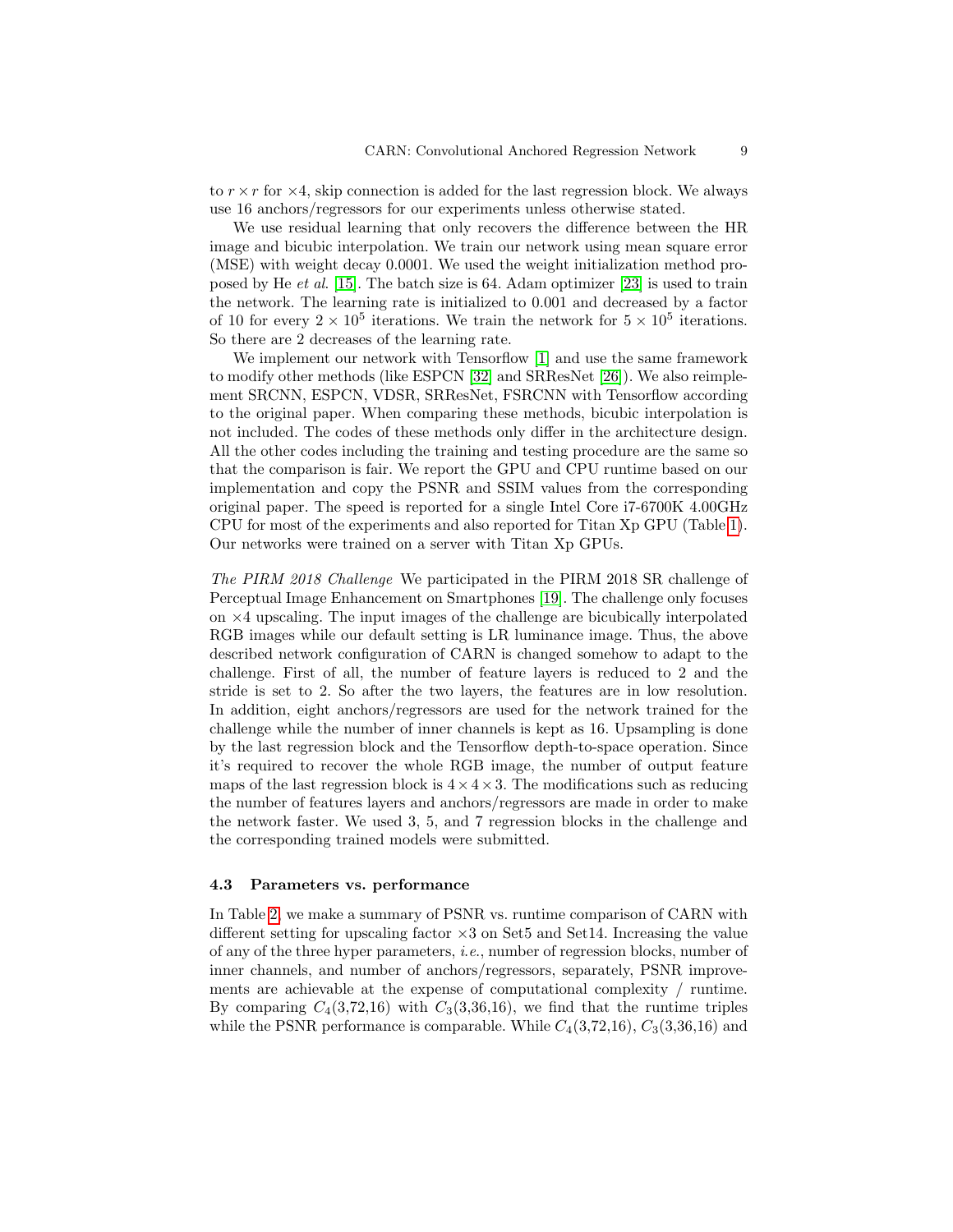to $r \times r$ for $\times 4$, skip connection is added for the last regression block. We always use 16 anchors/regressors for our experiments unless otherwise stated.

We use residual learning that only recovers the difference between the HR image and bicubic interpolation. We train our network using mean square error (MSE) with weight decay 0.0001. We used the weight initialization method proposed by He *et al.* [15]. The batch size is 64. Adam optimizer [23] is used to train the network. The learning rate is initialized to 0.001 and decreased by a factor of 10 for every $2 \times 10^5$ iterations. We train the network for $5 \times 10^5$ iterations. So there are 2 decreases of the learning rate.

We implement our network with Tensorflow [1] and use the same framework to modify other methods (like ESPCN [32] and SRResNet [26]). We also reimplement SRCNN, ESPCN, VDSR, SRResNet, FSRCNN with Tensorflow according to the original paper. When comparing these methods, bicubic interpolation is not included. The codes of these methods only differ in the architecture design. All the other codes including the training and testing procedure are the same so that the comparison is fair. We report the GPU and CPU runtime based on our implementation and copy the PSNR and SSIM values from the corresponding original paper. The speed is reported for a single Intel Core i7-6700K 4.00GHz CPU for most of the experiments and also reported for Titan Xp GPU (Table 1). Our networks were trained on a server with Titan Xp GPUs.

*The PIRM 2018 Challenge* We participated in the PIRM 2018 SR challenge of Perceptual Image Enhancement on Smartphones [19]. The challenge only focuses on $\times 4$ upscaling. The input images of the challenge are bicubically interpolated RGB images while our default setting is LR luminance image. Thus, the above described network configuration of CARN is changed somehow to adapt to the challenge. First of all, the number of feature layers is reduced to 2 and the stride is set to 2. So after the two layers, the features are in low resolution. In addition, eight anchors/regressors are used for the network trained for the challenge while the number of inner channels is kept as 16. Upsampling is done by the last regression block and the Tensorflow depth-to-space operation. Since it's required to recover the whole RGB image, the number of output feature maps of the last regression block is $4 \times 4 \times 3$. The modifications such as reducing the number of features layers and anchors/regressors are made in order to make the network faster. We used 3, 5, and 7 regression blocks in the challenge and the corresponding trained models were submitted.

### 4.3 Parameters vs. performance

In Table 2, we make a summary of PSNR vs. runtime comparison of CARN with different setting for upscaling factor $\times 3$ on Set5 and Set14. Increasing the value of any of the three hyper parameters, *i.e.*, number of regression blocks, number of inner channels, and number of anchors/regressors, separately, PSNR improvements are achievable at the expense of computational complexity / runtime. By comparing $C_4$(3,72,16) with $C_3$(3,36,16), we find that the runtime triples while the PSNR performance is comparable. While $C_4$(3,72,16), $C_3$(3,36,16) and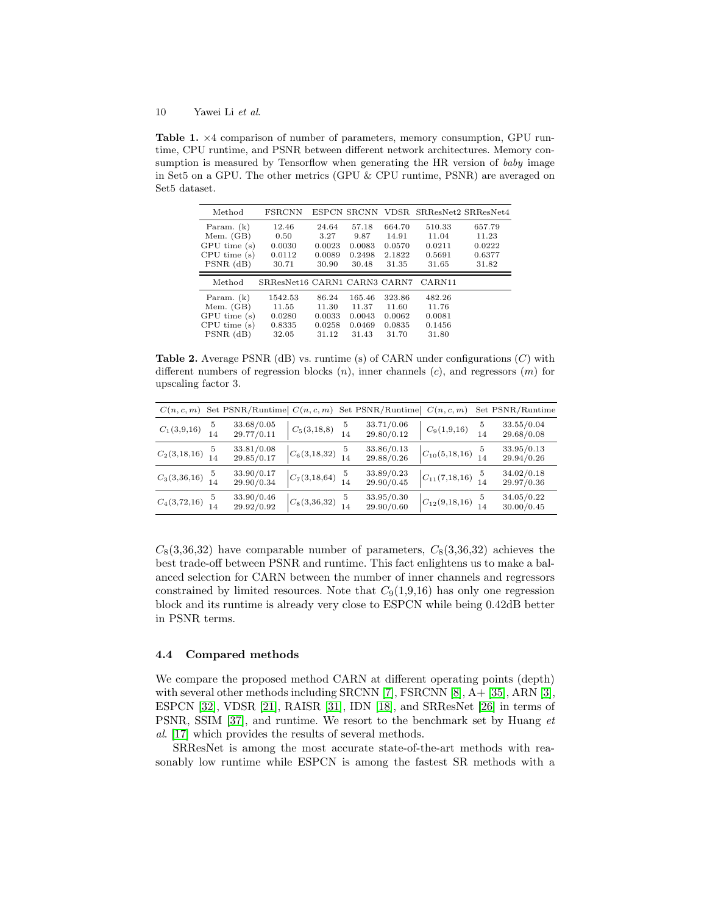**Table 1.** ×4 comparison of number of parameters, memory consumption, GPU runtime, CPU runtime, and PSNR between different network architectures. Memory consumption is measured by Tensorflow when generating the HR version of *baby* image in Set5 on a GPU. The other metrics (GPU & CPU runtime, PSNR) are averaged on Set5 dataset.

| Method | FSRCNN | ESPCN | SRCNN | VDSR | SRResNet2 | SRResNet4 |
|---|---|---|---|---|---|---|
| Param. (k) | 12.46 | 24.64 | 57.18 | 664.70 | 510.33 | 657.79 |
| Mem. (GB) | 0.50 | 3.27 | 9.87 | 14.91 | 11.04 | 11.23 |
| GPU time (s) | 0.0030 | 0.0023 | 0.0083 | 0.0570 | 0.0211 | 0.0222 |
| CPU time (s) | 0.0112 | 0.0089 | 0.2498 | 2.1822 | 0.5691 | 0.6377 |
| PSNR (dB) | 30.71 | 30.90 | 30.48 | 31.35 | 31.65 | 31.82 |
| **Method** | **SRResNet16** | **CARN1** | **CARN3** | **CARN7** | **CARN11** | |
| Param. (k) | 1542.53 | 86.24 | 165.46 | 323.86 | 482.26 | |
| Mem. (GB) | 11.55 | 11.30 | 11.37 | 11.60 | 11.76 | |
| GPU time (s) | 0.0280 | 0.0033 | 0.0043 | 0.0062 | 0.0081 | |
| CPU time (s) | 0.8335 | 0.0258 | 0.0469 | 0.0835 | 0.1456 | |
| PSNR (dB) | 32.05 | 31.12 | 31.43 | 31.70 | 31.80 | |

**Table 2.** Average PSNR (dB) vs. runtime (s) of CARN under configurations ($C$) with different numbers of regression blocks ($n$), inner channels ($c$), and regressors ($m$) for upscaling factor 3.

| $C(n,c,m)$ | Set | PSNR/Runtime | $C(n,c,m)$ | Set | PSNR/Runtime | $C(n,c,m)$ | Set | PSNR/Runtime |
|---|---|---|---|---|---|---|---|---|
| $C_1$(3,9,16) | 5 | 33.68/0.05 | $C_5$(3,18,8) | 5 | 33.71/0.06 | $C_9$(1,9,16) | 5 | 33.55/0.04 |
| | 14 | 29.77/0.11 | | 14 | 29.80/0.12 | | 14 | 29.68/0.08 |
| $C_2$(3,18,16) | 5 | 33.81/0.08 | $C_6$(3,18,32) | 5 | 33.86/0.13 | $C_{10}$(5,18,16) | 5 | 33.95/0.13 |
| | 14 | 29.85/0.17 | | 14 | 29.88/0.26 | | 14 | 29.94/0.26 |
| $C_3$(3,36,16) | 5 | 33.90/0.17 | $C_7$(3,18,64) | 5 | 33.89/0.23 | $C_{11}$(7,18,16) | 5 | 34.02/0.18 |
| | 14 | 29.90/0.34 | | 14 | 29.90/0.45 | | 14 | 29.97/0.36 |
| $C_4$(3,72,16) | 5 | 33.90/0.46 | $C_8$(3,36,32) | 5 | 33.95/0.30 | $C_{12}$(9,18,16) | 5 | 34.05/0.22 |
| | 14 | 29.92/0.92 | | 14 | 29.90/0.60 | | 14 | 30.00/0.45 |

$C_8$(3,36,32) have comparable number of parameters, $C_8$(3,36,32) achieves the best trade-off between PSNR and runtime. This fact enlightens us to make a balanced selection for CARN between the number of inner channels and regressors constrained by limited resources. Note that $C_9$(1,9,16) has only one regression block and its runtime is already very close to ESPCN while being 0.42dB better in PSNR terms.

### 4.4 Compared methods

We compare the proposed method CARN at different operating points (depth) with several other methods including SRCNN [7], FSRCNN [8], A+ [35], ARN [3], ESPCN [32], VDSR [21], RAISR [31], IDN [18], and SRResNet [26] in terms of PSNR, SSIM [37], and runtime. We resort to the benchmark set by Huang *et al.* [17] which provides the results of several methods.

SRResNet is among the most accurate state-of-the-art methods with reasonably low runtime while ESPCN is among the fastest SR methods with a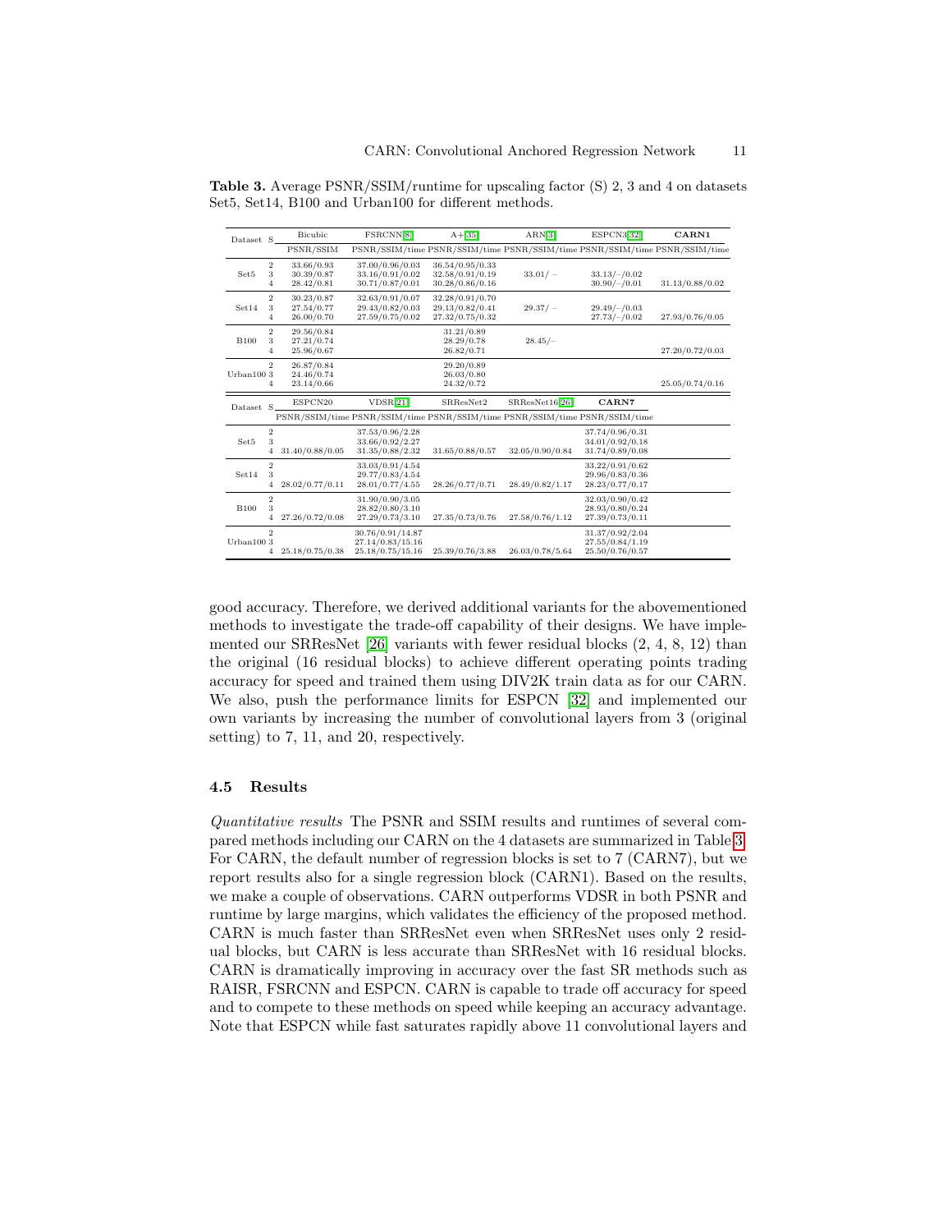**Table 3.** Average PSNR/SSIM/runtime for upscaling factor (S) 2, 3 and 4 on datasets Set5, Set14, B100 and Urban100 for different methods.

| Dataset | S | Bicubic | FSRCNN[8] | A+[35] | ARN[3] | ESPCN3[32] | **CARN1** |
|---|---|---|---|---|---|---|---|
| | | PSNR/SSIM | PSNR/SSIM/time | PSNR/SSIM/time | PSNR/SSIM/time | PSNR/SSIM/time | PSNR/SSIM/time |
| Set5 | 2 | 33.66/0.93 | 37.00/0.96/0.03 | 36.54/0.95/0.33 | | | |
| | 3 | 30.39/0.87 | 33.16/0.91/0.02 | 32.58/0.91/0.19 | 33.01/ – | 33.13/–/0.02 | |
| | 4 | 28.42/0.81 | 30.71/0.87/0.01 | 30.28/0.86/0.16 | | 30.90/–/0.01 | 31.13/0.88/0.02 |
| Set14 | 2 | 30.23/0.87 | 32.63/0.91/0.07 | 32.28/0.91/0.70 | | | |
| | 3 | 27.54/0.77 | 29.43/0.82/0.03 | 29.13/0.82/0.41 | 29.37/ – | 29.49/–/0.03 | |
| | 4 | 26.00/0.70 | 27.59/0.75/0.02 | 27.32/0.75/0.32 | | 27.73/–/0.02 | 27.93/0.76/0.05 |
| B100 | 2 | 29.56/0.84 | | 31.21/0.89 | | | |
| | 3 | 27.21/0.74 | | 28.29/0.78 | 28.45/– | | |
| | 4 | 25.96/0.67 | | 26.82/0.71 | | | 27.20/0.72/0.03 |
| Urban100 | 2 | 26.87/0.84 | | 29.20/0.89 | | | |
| | 3 | 24.46/0.74 | | 26.03/0.80 | | | |
| | 4 | 23.14/0.66 | | 24.32/0.72 | | | 25.05/0.74/0.16 |

| Dataset | S | ESPCN20 | VDSR[21] | SRResNet2 | SRResNet16[26] | **CARN7** |
|---|---|---|---|---|---|---|
| | | PSNR/SSIM/time | PSNR/SSIM/time | PSNR/SSIM/time | PSNR/SSIM/time | PSNR/SSIM/time |
| Set5 | 2 | | 37.53/0.96/2.28 | | | 37.74/0.96/0.31 |
| | 3 | | 33.66/0.92/2.27 | | | 34.01/0.92/0.18 |
| | 4 | 31.40/0.88/0.05 | 31.35/0.88/2.32 | 31.65/0.88/0.57 | 32.05/0.90/0.84 | 31.74/0.89/0.08 |
| Set14 | 2 | | 33.03/0.91/4.54 | | | 33.22/0.91/0.62 |
| | 3 | | 29.77/0.83/4.54 | | | 29.96/0.83/0.36 |
| | 4 | 28.02/0.77/0.11 | 28.01/0.77/4.55 | 28.26/0.77/0.71 | 28.49/0.82/1.17 | 28.23/0.77/0.17 |
| B100 | 2 | | 31.90/0.90/3.05 | | | 32.03/0.90/0.42 |
| | 3 | | 28.82/0.80/3.10 | | | 28.93/0.80/0.24 |
| | 4 | 27.26/0.72/0.08 | 27.29/0.73/3.10 | 27.35/0.73/0.76 | 27.58/0.76/1.12 | 27.39/0.73/0.11 |
| Urban100 | 2 | | 30.76/0.91/14.87 | | | 31.37/0.92/2.04 |
| | 3 | | 27.14/0.83/15.16 | | | 27.55/0.84/1.19 |
| | 4 | 25.18/0.75/0.38 | 25.18/0.75/15.16 | 25.39/0.76/3.88 | 26.03/0.78/5.64 | 25.50/0.76/0.57 |

good accuracy. Therefore, we derived additional variants for the abovementioned methods to investigate the trade-off capability of their designs. We have implemented our SRResNet [26] variants with fewer residual blocks (2, 4, 8, 12) than the original (16 residual blocks) to achieve different operating points trading accuracy for speed and trained them using DIV2K train data as for our CARN. We also, push the performance limits for ESPCN [32] and implemented our own variants by increasing the number of convolutional layers from 3 (original setting) to 7, 11, and 20, respectively.

### 4.5 Results

*Quantitative results* The PSNR and SSIM results and runtimes of several compared methods including our CARN on the 4 datasets are summarized in Table 3. For CARN, the default number of regression blocks is set to 7 (CARN7), but we report results also for a single regression block (CARN1). Based on the results, we make a couple of observations. CARN outperforms VDSR in both PSNR and runtime by large margins, which validates the efficiency of the proposed method. CARN is much faster than SRResNet even when SRResNet uses only 2 residual blocks, but CARN is less accurate than SRResNet with 16 residual blocks. CARN is dramatically improving in accuracy over the fast SR methods such as RAISR, FSRCNN and ESPCN. CARN is capable to trade off accuracy for speed and to compete to these methods on speed while keeping an accuracy advantage. Note that ESPCN while fast saturates rapidly above 11 convolutional layers and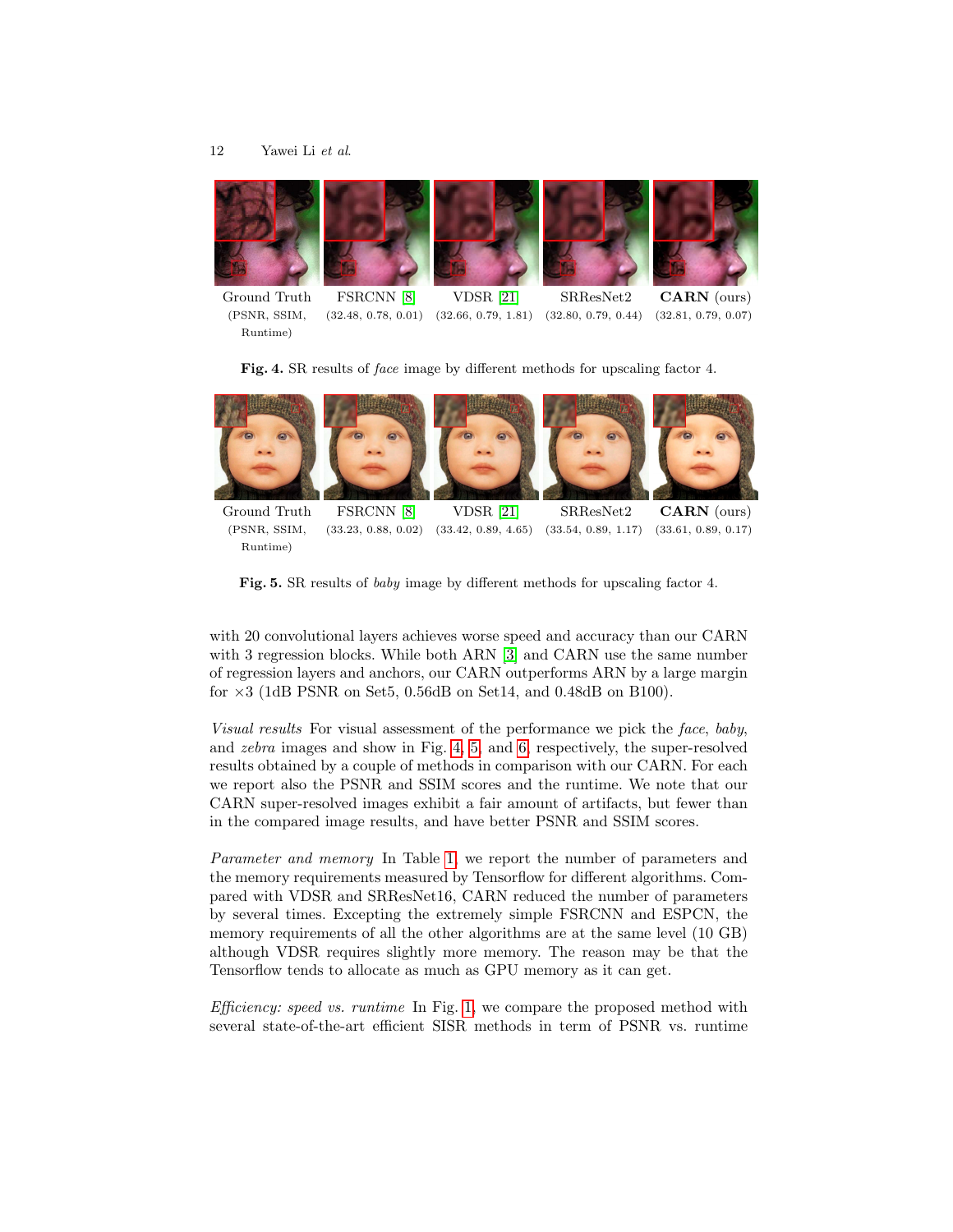Ground Truth (PSNR, SSIM, Runtime) | FSRCNN [8] (32.48, 0.78, 0.01) | VDSR [21] (32.66, 0.79, 1.81) | SRResNet2 (32.80, 0.79, 0.44) | **CARN** (ours) (32.81, 0.79, 0.07)

**Fig. 4.** SR results of *face* image by different methods for upscaling factor 4.

Ground Truth (PSNR, SSIM, Runtime) | FSRCNN [8] (33.23, 0.88, 0.02) | VDSR [21] (33.42, 0.89, 4.65) | SRResNet2 (33.54, 0.89, 1.17) | **CARN** (ours) (33.61, 0.89, 0.17)

**Fig. 5.** SR results of *baby* image by different methods for upscaling factor 4.

with 20 convolutional layers achieves worse speed and accuracy than our CARN with 3 regression blocks. While both ARN [3] and CARN use the same number of regression layers and anchors, our CARN outperforms ARN by a large margin for $\times 3$ (1dB PSNR on Set5, 0.56dB on Set14, and 0.48dB on B100).

*Visual results* For visual assessment of the performance we pick the *face*, *baby*, and *zebra* images and show in Fig. 4, 5 and 6, respectively, the super-resolved results obtained by a couple of methods in comparison with our CARN. For each we report also the PSNR and SSIM scores and the runtime. We note that our CARN super-resolved images exhibit a fair amount of artifacts, but fewer than in the compared image results, and have better PSNR and SSIM scores.

*Parameter and memory* In Table 1, we report the number of parameters and the memory requirements measured by Tensorflow for different algorithms. Compared with VDSR and SRResNet16, CARN reduced the number of parameters by several times. Excepting the extremely simple FSRCNN and ESPCN, the memory requirements of all the other algorithms are at the same level (10 GB) although VDSR requires slightly more memory. The reason may be that the Tensorflow tends to allocate as much as GPU memory as it can get.

*Efficiency: speed vs. runtime* In Fig. 1, we compare the proposed method with several state-of-the-art efficient SISR methods in term of PSNR vs. runtime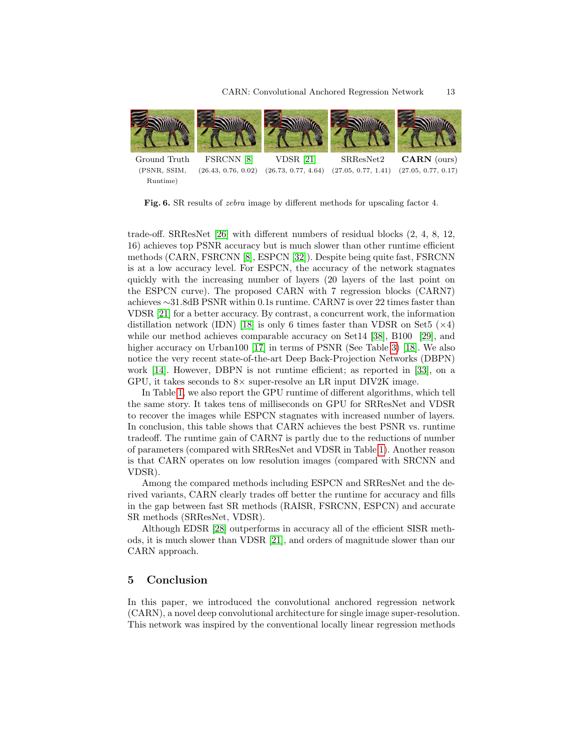| Ground Truth | FSRCNN [8] | VDSR [21] | SRResNet2 | **CARN** (ours) |
|---|---|---|---|---|
| (PSNR, SSIM, Runtime) | (26.43, 0.76, 0.02) | (26.73, 0.77, 4.64) | (27.05, 0.77, 1.41) | (27.05, 0.77, 0.17) |

**Fig. 6.** SR results of *zebra* image by different methods for upscaling factor 4.

trade-off. SRResNet [26] with different numbers of residual blocks (2, 4, 8, 12, 16) achieves top PSNR accuracy but is much slower than other runtime efficient methods (CARN, FSRCNN [8], ESPCN [32]). Despite being quite fast, FSRCNN is at a low accuracy level. For ESPCN, the accuracy of the network stagnates quickly with the increasing number of layers (20 layers of the last point on the ESPCN curve). The proposed CARN with 7 regression blocks (CARN7) achieves ∼31.8dB PSNR within 0.1s runtime. CARN7 is over 22 times faster than VDSR [21] for a better accuracy. By contrast, a concurrent work, the information distillation network (IDN) [18] is only 6 times faster than VDSR on Set5 ($\times 4$) while our method achieves comparable accuracy on Set14 [38], B100 [29], and higher accuracy on Urban100 [17] in terms of PSNR (See Table 3) [18]. We also notice the very recent state-of-the-art Deep Back-Projection Networks (DBPN) work [14]. However, DBPN is not runtime efficient; as reported in [33], on a GPU, it takes seconds to $8\times$ super-resolve an LR input DIV2K image.

In Table 1, we also report the GPU runtime of different algorithms, which tell the same story. It takes tens of milliseconds on GPU for SRResNet and VDSR to recover the images while ESPCN stagnates with increased number of layers. In conclusion, this table shows that CARN achieves the best PSNR vs. runtime tradeoff. The runtime gain of CARN7 is partly due to the reductions of number of parameters (compared with SRResNet and VDSR in Table 1). Another reason is that CARN operates on low resolution images (compared with SRCNN and VDSR).

Among the compared methods including ESPCN and SRResNet and the derived variants, CARN clearly trades off better the runtime for accuracy and fills in the gap between fast SR methods (RAISR, FSRCNN, ESPCN) and accurate SR methods (SRResNet, VDSR).

Although EDSR [28] outperforms in accuracy all of the efficient SISR methods, it is much slower than VDSR [21], and orders of magnitude slower than our CARN approach.

## 5 Conclusion

In this paper, we introduced the convolutional anchored regression network (CARN), a novel deep convolutional architecture for single image super-resolution. This network was inspired by the conventional locally linear regression methods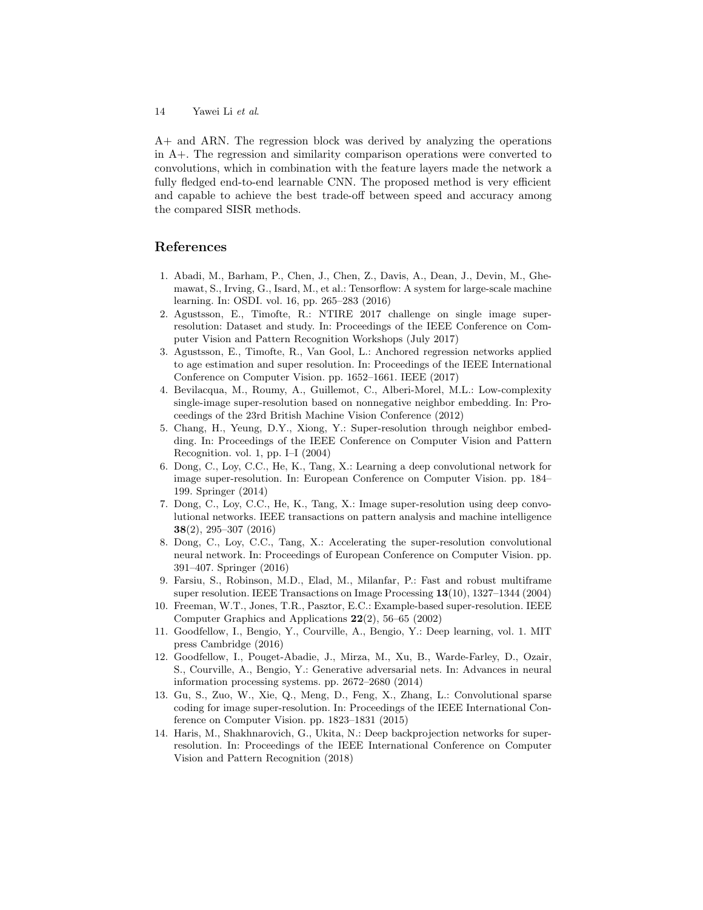A+ and ARN. The regression block was derived by analyzing the operations in A+. The regression and similarity comparison operations were converted to convolutions, which in combination with the feature layers made the network a fully fledged end-to-end learnable CNN. The proposed method is very efficient and capable to achieve the best trade-off between speed and accuracy among the compared SISR methods.

## References

1. Abadi, M., Barham, P., Chen, J., Chen, Z., Davis, A., Dean, J., Devin, M., Ghemawat, S., Irving, G., Isard, M., et al.: Tensorflow: A system for large-scale machine learning. In: OSDI. vol. 16, pp. 265–283 (2016)
2. Agustsson, E., Timofte, R.: NTIRE 2017 challenge on single image super-resolution: Dataset and study. In: Proceedings of the IEEE Conference on Computer Vision and Pattern Recognition Workshops (July 2017)
3. Agustsson, E., Timofte, R., Van Gool, L.: Anchored regression networks applied to age estimation and super resolution. In: Proceedings of the IEEE International Conference on Computer Vision. pp. 1652–1661. IEEE (2017)
4. Bevilacqua, M., Roumy, A., Guillemot, C., Alberi-Morel, M.L.: Low-complexity single-image super-resolution based on nonnegative neighbor embedding. In: Proceedings of the 23rd British Machine Vision Conference (2012)
5. Chang, H., Yeung, D.Y., Xiong, Y.: Super-resolution through neighbor embedding. In: Proceedings of the IEEE Conference on Computer Vision and Pattern Recognition. vol. 1, pp. I–I (2004)
6. Dong, C., Loy, C.C., He, K., Tang, X.: Learning a deep convolutional network for image super-resolution. In: European Conference on Computer Vision. pp. 184–199. Springer (2014)
7. Dong, C., Loy, C.C., He, K., Tang, X.: Image super-resolution using deep convolutional networks. IEEE transactions on pattern analysis and machine intelligence **38**(2), 295–307 (2016)
8. Dong, C., Loy, C.C., Tang, X.: Accelerating the super-resolution convolutional neural network. In: Proceedings of European Conference on Computer Vision. pp. 391–407. Springer (2016)
9. Farsiu, S., Robinson, M.D., Elad, M., Milanfar, P.: Fast and robust multiframe super resolution. IEEE Transactions on Image Processing **13**(10), 1327–1344 (2004)
10. Freeman, W.T., Jones, T.R., Pasztor, E.C.: Example-based super-resolution. IEEE Computer Graphics and Applications **22**(2), 56–65 (2002)
11. Goodfellow, I., Bengio, Y., Courville, A., Bengio, Y.: Deep learning, vol. 1. MIT press Cambridge (2016)
12. Goodfellow, I., Pouget-Abadie, J., Mirza, M., Xu, B., Warde-Farley, D., Ozair, S., Courville, A., Bengio, Y.: Generative adversarial nets. In: Advances in neural information processing systems. pp. 2672–2680 (2014)
13. Gu, S., Zuo, W., Xie, Q., Meng, D., Feng, X., Zhang, L.: Convolutional sparse coding for image super-resolution. In: Proceedings of the IEEE International Conference on Computer Vision. pp. 1823–1831 (2015)
14. Haris, M., Shakhnarovich, G., Ukita, N.: Deep backprojection networks for super-resolution. In: Proceedings of the IEEE International Conference on Computer Vision and Pattern Recognition (2018)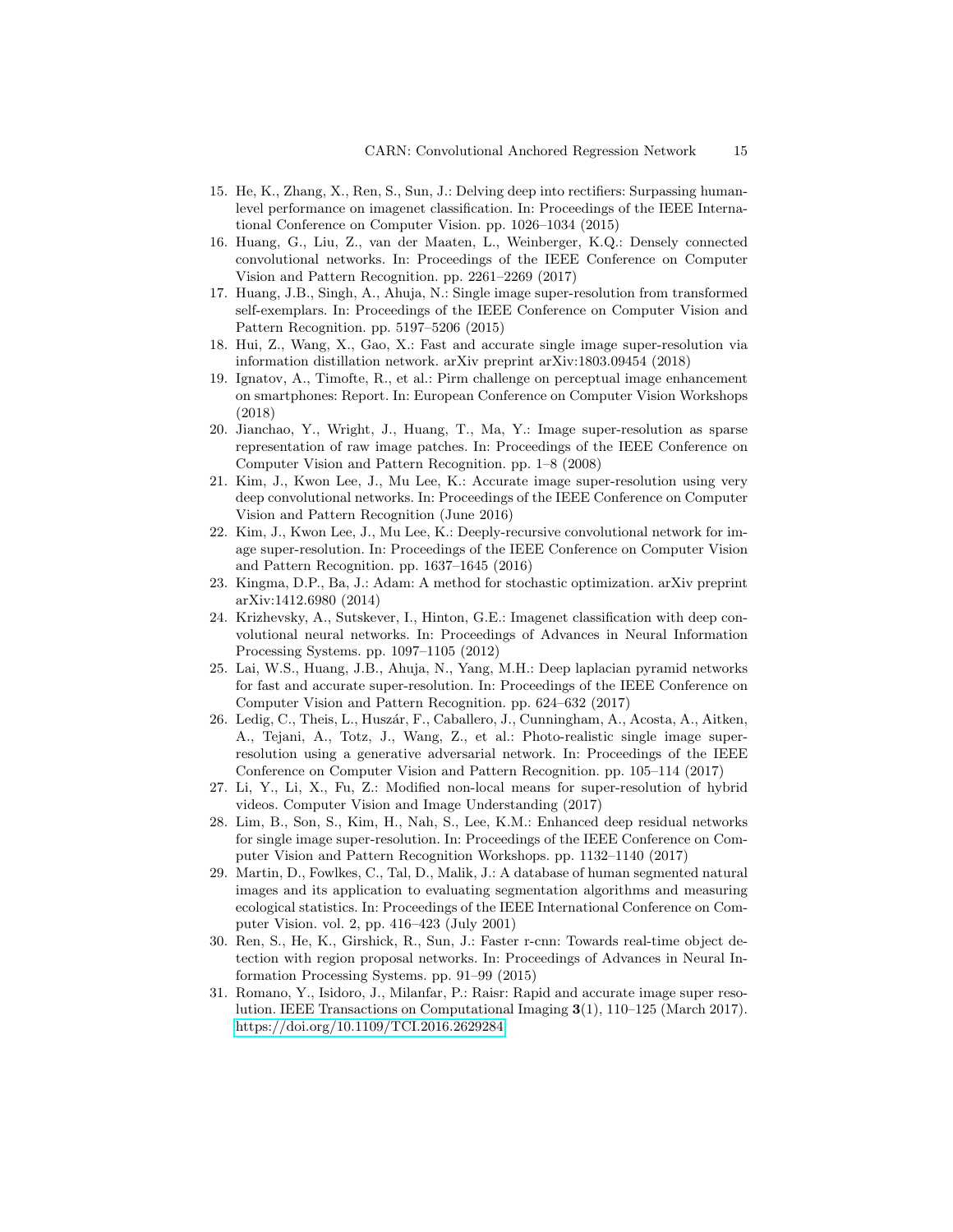15. He, K., Zhang, X., Ren, S., Sun, J.: Delving deep into rectifiers: Surpassing human-level performance on imagenet classification. In: Proceedings of the IEEE International Conference on Computer Vision. pp. 1026–1034 (2015)
16. Huang, G., Liu, Z., van der Maaten, L., Weinberger, K.Q.: Densely connected convolutional networks. In: Proceedings of the IEEE Conference on Computer Vision and Pattern Recognition. pp. 2261–2269 (2017)
17. Huang, J.B., Singh, A., Ahuja, N.: Single image super-resolution from transformed self-exemplars. In: Proceedings of the IEEE Conference on Computer Vision and Pattern Recognition. pp. 5197–5206 (2015)
18. Hui, Z., Wang, X., Gao, X.: Fast and accurate single image super-resolution via information distillation network. arXiv preprint arXiv:1803.09454 (2018)
19. Ignatov, A., Timofte, R., et al.: Pirm challenge on perceptual image enhancement on smartphones: Report. In: European Conference on Computer Vision Workshops (2018)
20. Jianchao, Y., Wright, J., Huang, T., Ma, Y.: Image super-resolution as sparse representation of raw image patches. In: Proceedings of the IEEE Conference on Computer Vision and Pattern Recognition. pp. 1–8 (2008)
21. Kim, J., Kwon Lee, J., Mu Lee, K.: Accurate image super-resolution using very deep convolutional networks. In: Proceedings of the IEEE Conference on Computer Vision and Pattern Recognition (June 2016)
22. Kim, J., Kwon Lee, J., Mu Lee, K.: Deeply-recursive convolutional network for image super-resolution. In: Proceedings of the IEEE Conference on Computer Vision and Pattern Recognition. pp. 1637–1645 (2016)
23. Kingma, D.P., Ba, J.: Adam: A method for stochastic optimization. arXiv preprint arXiv:1412.6980 (2014)
24. Krizhevsky, A., Sutskever, I., Hinton, G.E.: Imagenet classification with deep convolutional neural networks. In: Proceedings of Advances in Neural Information Processing Systems. pp. 1097–1105 (2012)
25. Lai, W.S., Huang, J.B., Ahuja, N., Yang, M.H.: Deep laplacian pyramid networks for fast and accurate super-resolution. In: Proceedings of the IEEE Conference on Computer Vision and Pattern Recognition. pp. 624–632 (2017)
26. Ledig, C., Theis, L., Huszár, F., Caballero, J., Cunningham, A., Acosta, A., Aitken, A., Tejani, A., Totz, J., Wang, Z., et al.: Photo-realistic single image super-resolution using a generative adversarial network. In: Proceedings of the IEEE Conference on Computer Vision and Pattern Recognition. pp. 105–114 (2017)
27. Li, Y., Li, X., Fu, Z.: Modified non-local means for super-resolution of hybrid videos. Computer Vision and Image Understanding (2017)
28. Lim, B., Son, S., Kim, H., Nah, S., Lee, K.M.: Enhanced deep residual networks for single image super-resolution. In: Proceedings of the IEEE Conference on Computer Vision and Pattern Recognition Workshops. pp. 1132–1140 (2017)
29. Martin, D., Fowlkes, C., Tal, D., Malik, J.: A database of human segmented natural images and its application to evaluating segmentation algorithms and measuring ecological statistics. In: Proceedings of the IEEE International Conference on Computer Vision. vol. 2, pp. 416–423 (July 2001)
30. Ren, S., He, K., Girshick, R., Sun, J.: Faster r-cnn: Towards real-time object detection with region proposal networks. In: Proceedings of Advances in Neural Information Processing Systems. pp. 91–99 (2015)
31. Romano, Y., Isidoro, J., Milanfar, P.: Raisr: Rapid and accurate image super resolution. IEEE Transactions on Computational Imaging **3**(1), 110–125 (March 2017). https://doi.org/10.1109/TCI.2016.2629284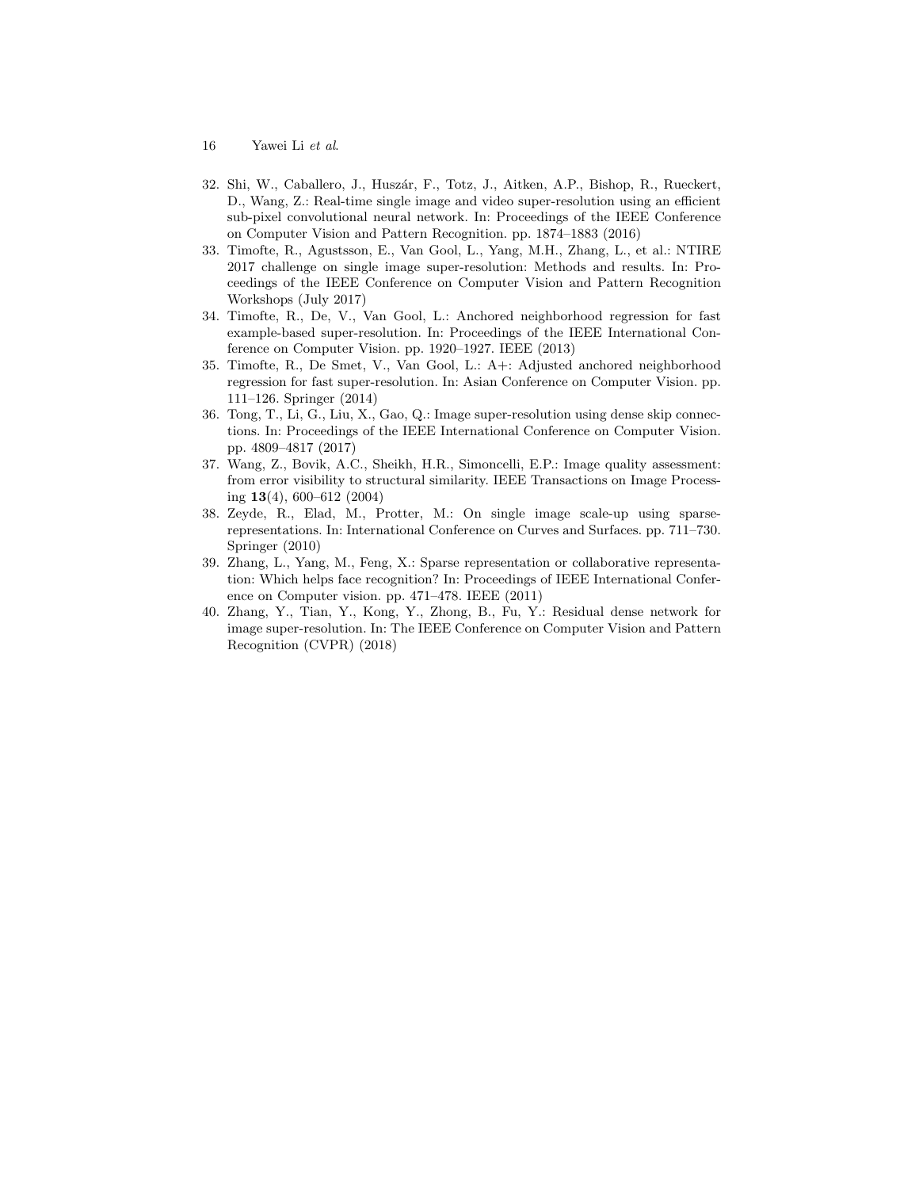32. Shi, W., Caballero, J., Huszár, F., Totz, J., Aitken, A.P., Bishop, R., Rueckert, D., Wang, Z.: Real-time single image and video super-resolution using an efficient sub-pixel convolutional neural network. In: Proceedings of the IEEE Conference on Computer Vision and Pattern Recognition. pp. 1874–1883 (2016)
33. Timofte, R., Agustsson, E., Van Gool, L., Yang, M.H., Zhang, L., et al.: NTIRE 2017 challenge on single image super-resolution: Methods and results. In: Proceedings of the IEEE Conference on Computer Vision and Pattern Recognition Workshops (July 2017)
34. Timofte, R., De, V., Van Gool, L.: Anchored neighborhood regression for fast example-based super-resolution. In: Proceedings of the IEEE International Conference on Computer Vision. pp. 1920–1927. IEEE (2013)
35. Timofte, R., De Smet, V., Van Gool, L.: A+: Adjusted anchored neighborhood regression for fast super-resolution. In: Asian Conference on Computer Vision. pp. 111–126. Springer (2014)
36. Tong, T., Li, G., Liu, X., Gao, Q.: Image super-resolution using dense skip connections. In: Proceedings of the IEEE International Conference on Computer Vision. pp. 4809–4817 (2017)
37. Wang, Z., Bovik, A.C., Sheikh, H.R., Simoncelli, E.P.: Image quality assessment: from error visibility to structural similarity. IEEE Transactions on Image Processing **13**(4), 600–612 (2004)
38. Zeyde, R., Elad, M., Protter, M.: On single image scale-up using sparse-representations. In: International Conference on Curves and Surfaces. pp. 711–730. Springer (2010)
39. Zhang, L., Yang, M., Feng, X.: Sparse representation or collaborative representation: Which helps face recognition? In: Proceedings of IEEE International Conference on Computer vision. pp. 471–478. IEEE (2011)
40. Zhang, Y., Tian, Y., Kong, Y., Zhong, B., Fu, Y.: Residual dense network for image super-resolution. In: The IEEE Conference on Computer Vision and Pattern Recognition (CVPR) (2018)